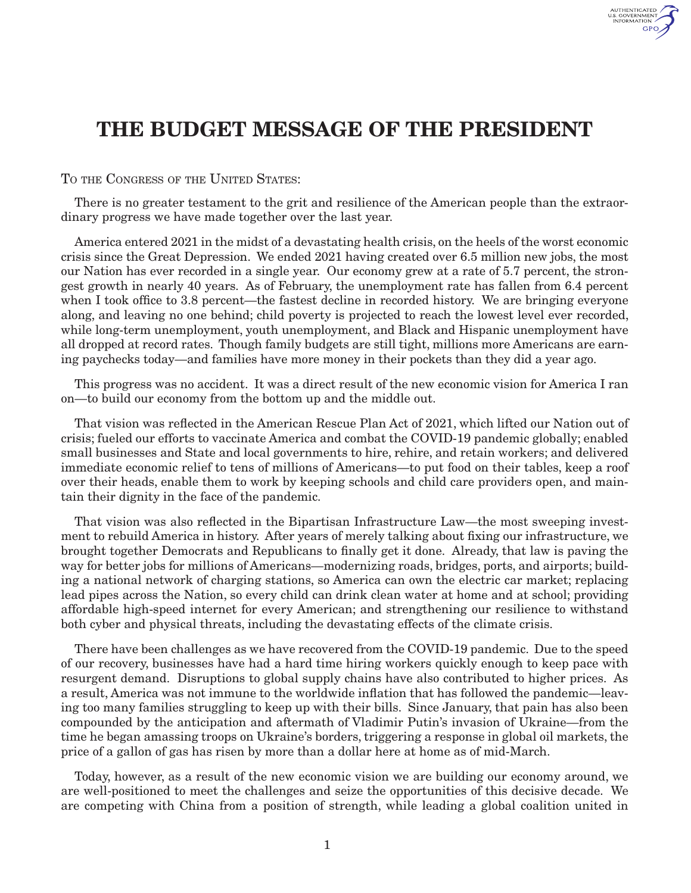# THE BUDGET MESSAGE OF THE PRESIDENT

To the Congress of the United States:

There is no greater testament to the grit and resilience of the American people than the extraordinary progress we have made together over the last year.

America entered 2021 in the midst of a devastating health crisis, on the heels of the worst economic crisis since the Great Depression. We ended 2021 having created over 6.5 million new jobs, the most our Nation has ever recorded in a single year. Our economy grew at a rate of 5.7 percent, the strongest growth in nearly 40 years. As of February, the unemployment rate has fallen from 6.4 percent when I took office to 3.8 percent—the fastest decline in recorded history. We are bringing everyone along, and leaving no one behind; child poverty is projected to reach the lowest level ever recorded, while long-term unemployment, youth unemployment, and Black and Hispanic unemployment have all dropped at record rates. Though family budgets are still tight, millions more Americans are earning paychecks today—and families have more money in their pockets than they did a year ago.

This progress was no accident. It was a direct result of the new economic vision for America I ran on—to build our economy from the bottom up and the middle out.

That vision was reflected in the American Rescue Plan Act of 2021, which lifted our Nation out of crisis; fueled our efforts to vaccinate America and combat the COVID-19 pandemic globally; enabled small businesses and State and local governments to hire, rehire, and retain workers; and delivered immediate economic relief to tens of millions of Americans—to put food on their tables, keep a roof over their heads, enable them to work by keeping schools and child care providers open, and maintain their dignity in the face of the pandemic.

That vision was also reflected in the Bipartisan Infrastructure Law—the most sweeping investment to rebuild America in history. After years of merely talking about fixing our infrastructure, we brought together Democrats and Republicans to finally get it done. Already, that law is paving the way for better jobs for millions of Americans—modernizing roads, bridges, ports, and airports; building a national network of charging stations, so America can own the electric car market; replacing lead pipes across the Nation, so every child can drink clean water at home and at school; providing affordable high-speed internet for every American; and strengthening our resilience to withstand both cyber and physical threats, including the devastating effects of the climate crisis.

There have been challenges as we have recovered from the COVID-19 pandemic. Due to the speed of our recovery, businesses have had a hard time hiring workers quickly enough to keep pace with resurgent demand. Disruptions to global supply chains have also contributed to higher prices. As a result, America was not immune to the worldwide inflation that has followed the pandemic—leaving too many families struggling to keep up with their bills. Since January, that pain has also been compounded by the anticipation and aftermath of Vladimir Putin's invasion of Ukraine—from the time he began amassing troops on Ukraine's borders, triggering a response in global oil markets, the price of a gallon of gas has risen by more than a dollar here at home as of mid-March.

Today, however, as a result of the new economic vision we are building our economy around, we are well-positioned to meet the challenges and seize the opportunities of this decisive decade. We are competing with China from a position of strength, while leading a global coalition united in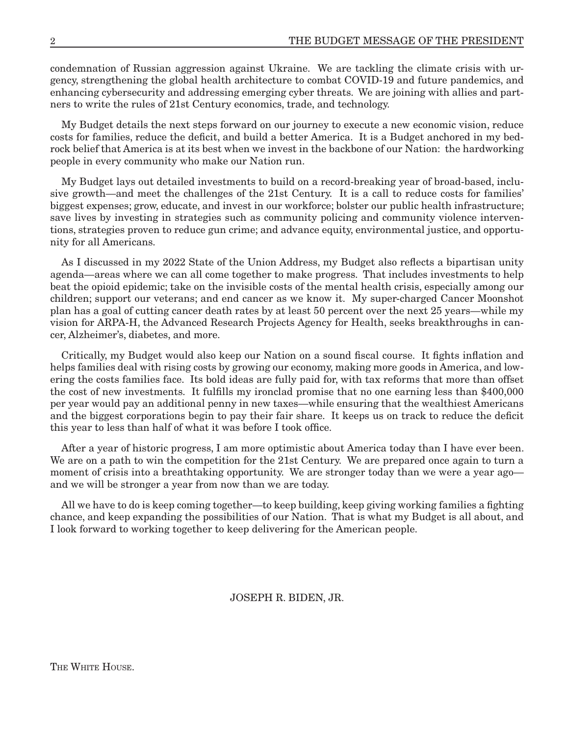condemnation of Russian aggression against Ukraine. We are tackling the climate crisis with urgency, strengthening the global health architecture to combat COVID-19 and future pandemics, and enhancing cybersecurity and addressing emerging cyber threats. We are joining with allies and partners to write the rules of 21st Century economics, trade, and technology.

My Budget details the next steps forward on our journey to execute a new economic vision, reduce costs for families, reduce the deficit, and build a better America. It is a Budget anchored in my bedrock belief that America is at its best when we invest in the backbone of our Nation: the hardworking people in every community who make our Nation run.

My Budget lays out detailed investments to build on a record-breaking year of broad-based, inclusive growth—and meet the challenges of the 21st Century. It is a call to reduce costs for families' biggest expenses; grow, educate, and invest in our workforce; bolster our public health infrastructure; save lives by investing in strategies such as community policing and community violence interventions, strategies proven to reduce gun crime; and advance equity, environmental justice, and opportunity for all Americans.

As I discussed in my 2022 State of the Union Address, my Budget also reflects a bipartisan unity agenda—areas where we can all come together to make progress. That includes investments to help beat the opioid epidemic; take on the invisible costs of the mental health crisis, especially among our children; support our veterans; and end cancer as we know it. My super-charged Cancer Moonshot plan has a goal of cutting cancer death rates by at least 50 percent over the next 25 years—while my vision for ARPA-H, the Advanced Research Projects Agency for Health, seeks breakthroughs in cancer, Alzheimer's, diabetes, and more.

Critically, my Budget would also keep our Nation on a sound fiscal course. It fights inflation and helps families deal with rising costs by growing our economy, making more goods in America, and lowering the costs families face. Its bold ideas are fully paid for, with tax reforms that more than offset the cost of new investments. It fulfills my ironclad promise that no one earning less than $400,000 per year would pay an additional penny in new taxes—while ensuring that the wealthiest Americans and the biggest corporations begin to pay their fair share. It keeps us on track to reduce the deficit this year to less than half of what it was before I took office.

After a year of historic progress, I am more optimistic about America today than I have ever been. We are on a path to win the competition for the 21st Century. We are prepared once again to turn a moment of crisis into a breathtaking opportunity. We are stronger today than we were a year ago—and we will be stronger a year from now than we are today.

All we have to do is keep coming together—to keep building, keep giving working families a fighting chance, and keep expanding the possibilities of our Nation. That is what my Budget is all about, and I look forward to working together to keep delivering for the American people.

JOSEPH R. BIDEN, JR.

THE WHITE HOUSE.